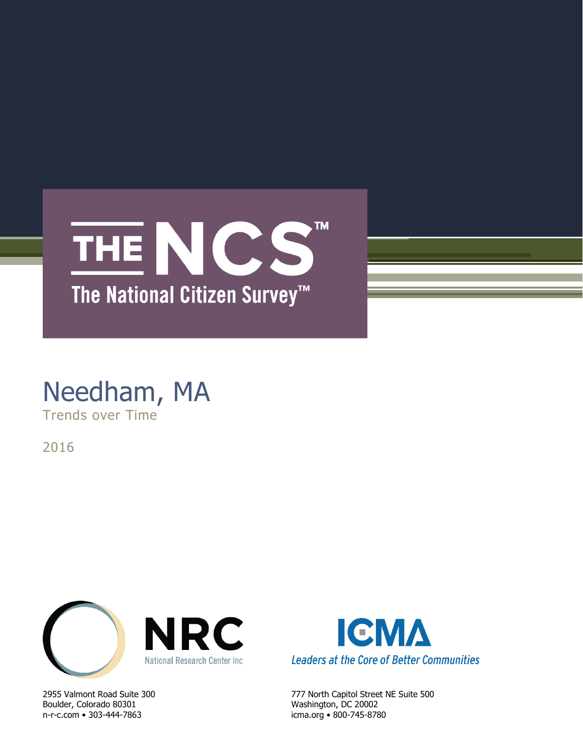# THE NCS™

## The National Citizen Survey™

# Needham, MA

Trends over Time

2016

NRC
National Research Center Inc

2955 Valmont Road Suite 300
Boulder, Colorado 80301
n-r-c.com • 303-444-7863

ICMA
*Leaders at the Core of Better Communities*

777 North Capitol Street NE Suite 500
Washington, DC 20002
icma.org • 800-745-8780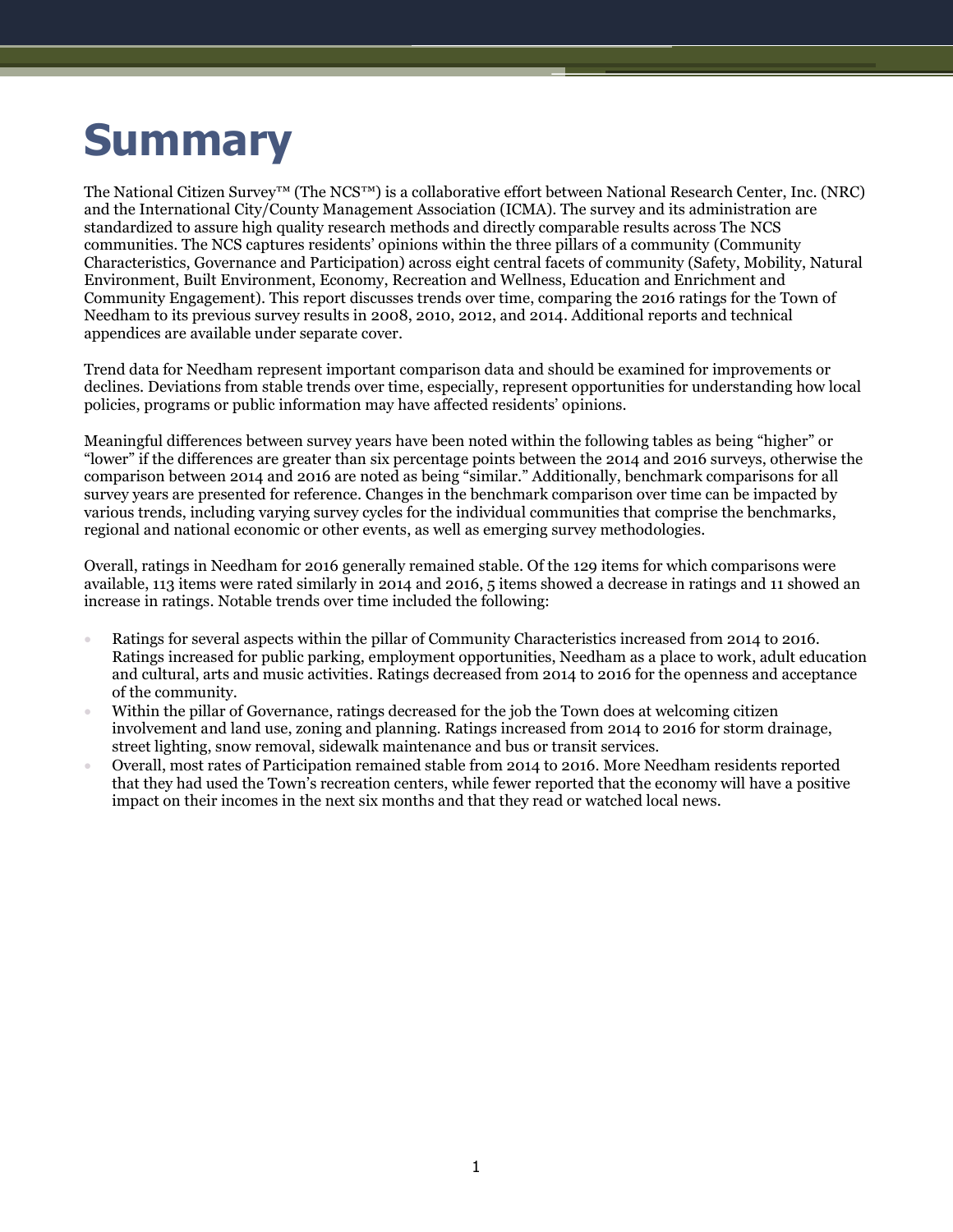# Summary

The National Citizen Survey™ (The NCS™) is a collaborative effort between National Research Center, Inc. (NRC) and the International City/County Management Association (ICMA). The survey and its administration are standardized to assure high quality research methods and directly comparable results across The NCS communities. The NCS captures residents' opinions within the three pillars of a community (Community Characteristics, Governance and Participation) across eight central facets of community (Safety, Mobility, Natural Environment, Built Environment, Economy, Recreation and Wellness, Education and Enrichment and Community Engagement). This report discusses trends over time, comparing the 2016 ratings for the Town of Needham to its previous survey results in 2008, 2010, 2012, and 2014. Additional reports and technical appendices are available under separate cover.

Trend data for Needham represent important comparison data and should be examined for improvements or declines. Deviations from stable trends over time, especially, represent opportunities for understanding how local policies, programs or public information may have affected residents' opinions.

Meaningful differences between survey years have been noted within the following tables as being "higher" or "lower" if the differences are greater than six percentage points between the 2014 and 2016 surveys, otherwise the comparison between 2014 and 2016 are noted as being "similar." Additionally, benchmark comparisons for all survey years are presented for reference. Changes in the benchmark comparison over time can be impacted by various trends, including varying survey cycles for the individual communities that comprise the benchmarks, regional and national economic or other events, as well as emerging survey methodologies.

Overall, ratings in Needham for 2016 generally remained stable. Of the 129 items for which comparisons were available, 113 items were rated similarly in 2014 and 2016, 5 items showed a decrease in ratings and 11 showed an increase in ratings. Notable trends over time included the following:

- Ratings for several aspects within the pillar of Community Characteristics increased from 2014 to 2016. Ratings increased for public parking, employment opportunities, Needham as a place to work, adult education and cultural, arts and music activities. Ratings decreased from 2014 to 2016 for the openness and acceptance of the community.
- Within the pillar of Governance, ratings decreased for the job the Town does at welcoming citizen involvement and land use, zoning and planning. Ratings increased from 2014 to 2016 for storm drainage, street lighting, snow removal, sidewalk maintenance and bus or transit services.
- Overall, most rates of Participation remained stable from 2014 to 2016. More Needham residents reported that they had used the Town's recreation centers, while fewer reported that the economy will have a positive impact on their incomes in the next six months and that they read or watched local news.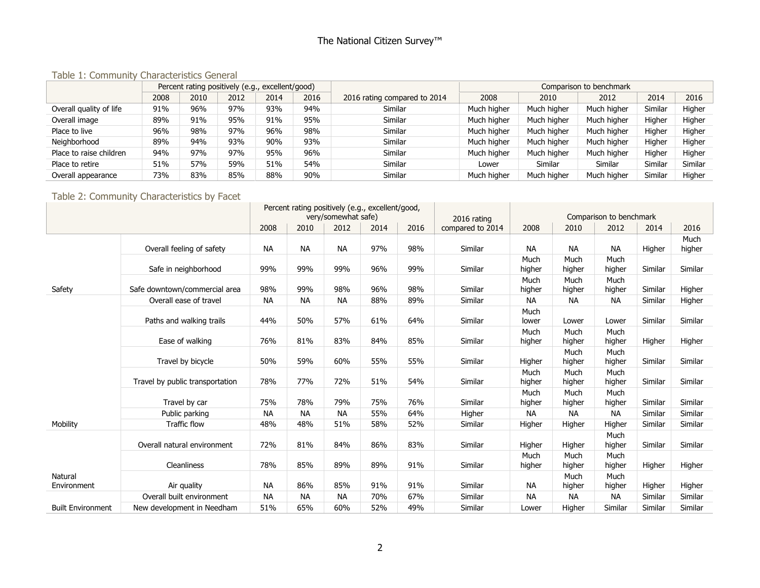### Table 1: Community Characteristics General

| | Percent rating positively (e.g., excellent/good) | | | | | 2016 rating compared to 2014 | Comparison to benchmark | | | | |
|---|---|---|---|---|---|---|---|---|---|---|---|
| | 2008 | 2010 | 2012 | 2014 | 2016 | | 2008 | 2010 | 2012 | 2014 | 2016 |
| Overall quality of life | 91% | 96% | 97% | 93% | 94% | Similar | Much higher | Much higher | Much higher | Similar | Higher |
| Overall image | 89% | 91% | 95% | 91% | 95% | Similar | Much higher | Much higher | Much higher | Higher | Higher |
| Place to live | 96% | 98% | 97% | 96% | 98% | Similar | Much higher | Much higher | Much higher | Higher | Higher |
| Neighborhood | 89% | 94% | 93% | 90% | 93% | Similar | Much higher | Much higher | Much higher | Higher | Higher |
| Place to raise children | 94% | 97% | 97% | 95% | 96% | Similar | Much higher | Much higher | Much higher | Higher | Higher |
| Place to retire | 51% | 57% | 59% | 51% | 54% | Similar | Lower | Similar | Similar | Similar | Similar |
| Overall appearance | 73% | 83% | 85% | 88% | 90% | Similar | Much higher | Much higher | Much higher | Similar | Higher |

### Table 2: Community Characteristics by Facet

| | | Percent rating positively (e.g., excellent/good, very/somewhat safe) | | | | | 2016 rating compared to 2014 | Comparison to benchmark | | | | |
|---|---|---|---|---|---|---|---|---|---|---|---|---|
| | | 2008 | 2010 | 2012 | 2014 | 2016 | | 2008 | 2010 | 2012 | 2014 | 2016 |
| Safety | Overall feeling of safety | NA | NA | NA | 97% | 98% | Similar | NA | NA | NA | Higher | Much higher |
| | Safe in neighborhood | 99% | 99% | 99% | 96% | 99% | Similar | Much higher | Much higher | Much higher | Similar | Similar |
| | Safe downtown/commercial area | 98% | 99% | 98% | 96% | 98% | Similar | Much higher | Much higher | Much higher | Similar | Higher |
| Mobility | Overall ease of travel | NA | NA | NA | 88% | 89% | Similar | NA | NA | NA | Similar | Higher |
| | Paths and walking trails | 44% | 50% | 57% | 61% | 64% | Similar | Much lower | Lower | Lower | Similar | Similar |
| | Ease of walking | 76% | 81% | 83% | 84% | 85% | Similar | Much higher | Much higher | Much higher | Higher | Higher |
| | Travel by bicycle | 50% | 59% | 60% | 55% | 55% | Similar | Higher | Much higher | Much higher | Similar | Similar |
| | Travel by public transportation | 78% | 77% | 72% | 51% | 54% | Similar | Much higher | Much higher | Much higher | Similar | Similar |
| | Travel by car | 75% | 78% | 79% | 75% | 76% | Similar | Much higher | Much higher | Much higher | Similar | Similar |
| | Public parking | NA | NA | NA | 55% | 64% | Higher | NA | NA | NA | Similar | Similar |
| | Traffic flow | 48% | 48% | 51% | 58% | 52% | Similar | Higher | Higher | Higher | Similar | Similar |
| Natural Environment | Overall natural environment | 72% | 81% | 84% | 86% | 83% | Similar | Higher | Higher | Much higher | Similar | Similar |
| | Cleanliness | 78% | 85% | 89% | 89% | 91% | Similar | Much higher | Much higher | Much higher | Higher | Higher |
| | Air quality | NA | 86% | 85% | 91% | 91% | Similar | NA | Much higher | Much higher | Higher | Higher |
| Built Environment | Overall built environment | NA | NA | NA | 70% | 67% | Similar | NA | NA | NA | Similar | Similar |
| | New development in Needham | 51% | 65% | 60% | 52% | 49% | Similar | Lower | Higher | Similar | Similar | Similar |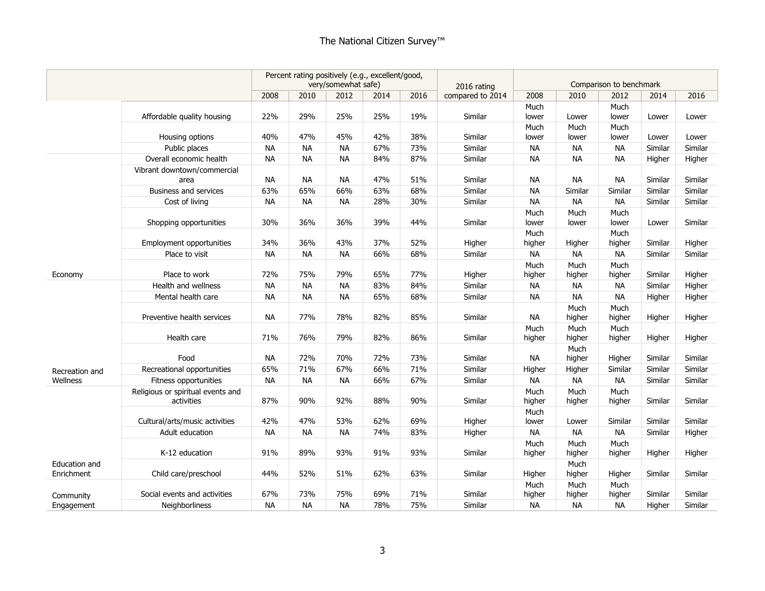| | | Percent rating positively (e.g., excellent/good, very/somewhat safe) | | | | | 2016 rating compared to 2014 | Comparison to benchmark | | | | |
|---|---|---|---|---|---|---|---|---|---|---|---|---|
| | | 2008 | 2010 | 2012 | 2014 | 2016 | | 2008 | 2010 | 2012 | 2014 | 2016 |
| | Affordable quality housing | 22% | 29% | 25% | 25% | 19% | Similar | Much lower | Lower | Much lower | Lower | Lower |
| | Housing options | 40% | 47% | 45% | 42% | 38% | Similar | Much lower | Much lower | Much lower | Lower | Lower |
| | Public places | NA | NA | NA | 67% | 73% | Similar | NA | NA | NA | Similar | Similar |
| Economy | Overall economic health | NA | NA | NA | 84% | 87% | Similar | NA | NA | NA | Higher | Higher |
| | Vibrant downtown/commercial area | NA | NA | NA | 47% | 51% | Similar | NA | NA | NA | Similar | Similar |
| | Business and services | 63% | 65% | 66% | 63% | 68% | Similar | NA | Similar | Similar | Similar | Similar |
| | Cost of living | NA | NA | NA | 28% | 30% | Similar | NA | NA | NA | Similar | Similar |
| | Shopping opportunities | 30% | 36% | 36% | 39% | 44% | Similar | Much lower | Much lower | Much lower | Lower | Similar |
| | Employment opportunities | 34% | 36% | 43% | 37% | 52% | Higher | Much higher | Higher | Much higher | Similar | Higher |
| | Place to visit | NA | NA | NA | 66% | 68% | Similar | NA | NA | NA | Similar | Similar |
| | Place to work | 72% | 75% | 79% | 65% | 77% | Higher | Much higher | Much higher | Much higher | Similar | Higher |
| Recreation and Wellness | Health and wellness | NA | NA | NA | 83% | 84% | Similar | NA | NA | NA | Similar | Higher |
| | Mental health care | NA | NA | NA | 65% | 68% | Similar | NA | NA | NA | Higher | Higher |
| | Preventive health services | NA | 77% | 78% | 82% | 85% | Similar | NA | Much higher | Much higher | Higher | Higher |
| | Health care | 71% | 76% | 79% | 82% | 86% | Similar | Much higher | Much higher | Much higher | Higher | Higher |
| | Food | NA | 72% | 70% | 72% | 73% | Similar | NA | Much higher | Higher | Similar | Similar |
| | Recreational opportunities | 65% | 71% | 67% | 66% | 71% | Similar | Higher | Higher | Similar | Similar | Similar |
| | Fitness opportunities | NA | NA | NA | 66% | 67% | Similar | NA | NA | NA | Similar | Similar |
| Education and Enrichment | Religious or spiritual events and activities | 87% | 90% | 92% | 88% | 90% | Similar | Much higher | Much higher | Much higher | Similar | Similar |
| | Cultural/arts/music activities | 42% | 47% | 53% | 62% | 69% | Higher | Much lower | Lower | Similar | Similar | Similar |
| | Adult education | NA | NA | NA | 74% | 83% | Higher | NA | NA | NA | Similar | Higher |
| | K-12 education | 91% | 89% | 93% | 91% | 93% | Similar | Much higher | Much higher | Much higher | Higher | Higher |
| | Child care/preschool | 44% | 52% | 51% | 62% | 63% | Similar | Higher | Much higher | Higher | Similar | Similar |
| Community Engagement | Social events and activities | 67% | 73% | 75% | 69% | 71% | Similar | Much higher | Much higher | Much higher | Similar | Similar |
| | Neighborliness | NA | NA | NA | 78% | 75% | Similar | NA | NA | NA | Higher | Similar |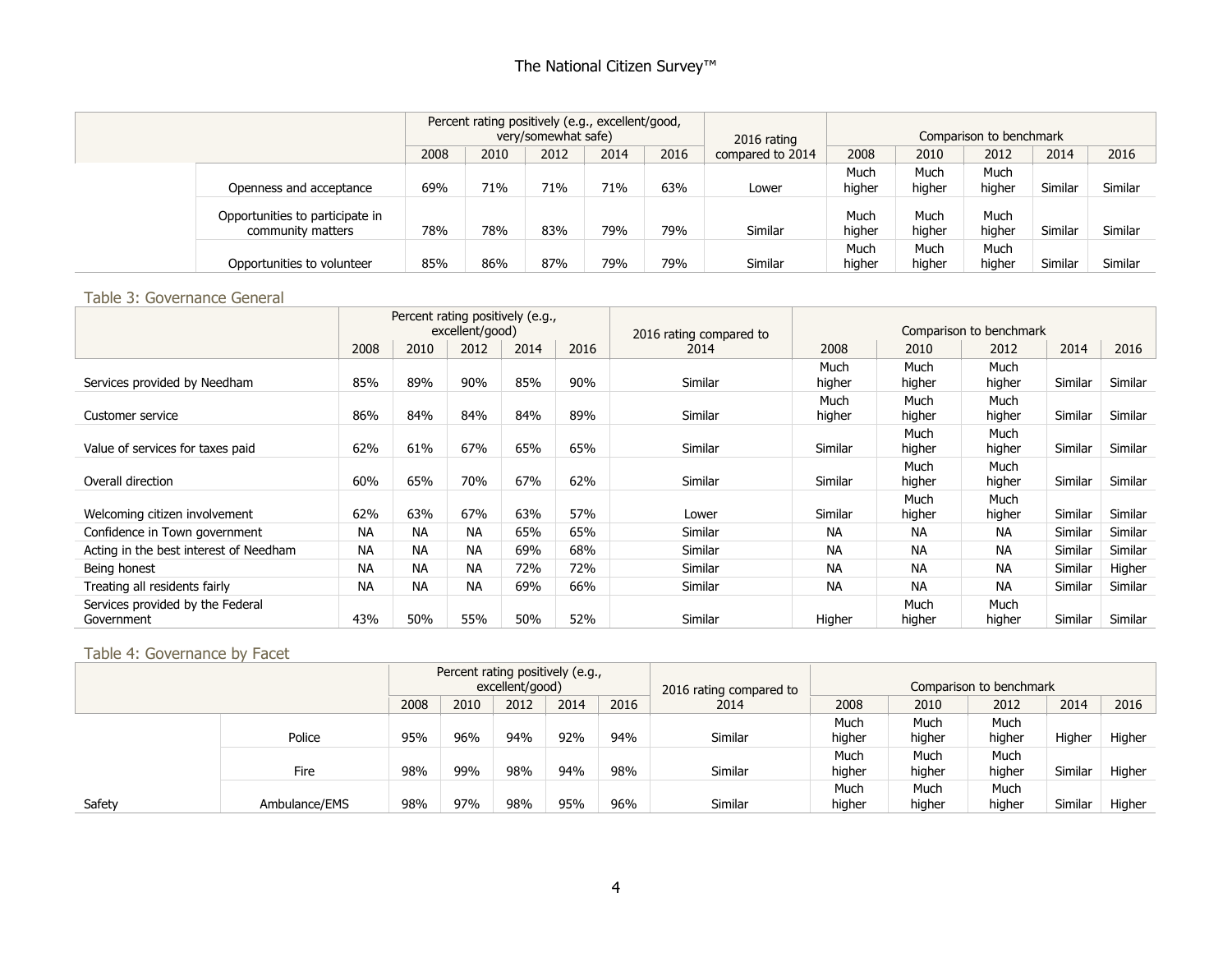| | | Percent rating positively (e.g., excellent/good, very/somewhat safe) | | | | | 2016 rating compared to 2014 | Comparison to benchmark | | | | |
|---|---|---|---|---|---|---|---|---|---|---|---|---|
| | | 2008 | 2010 | 2012 | 2014 | 2016 | | 2008 | 2010 | 2012 | 2014 | 2016 |
| | Openness and acceptance | 69% | 71% | 71% | 71% | 63% | Lower | Much higher | Much higher | Much higher | Similar | Similar |
| | Opportunities to participate in community matters | 78% | 78% | 83% | 79% | 79% | Similar | Much higher | Much higher | Much higher | Similar | Similar |
| | Opportunities to volunteer | 85% | 86% | 87% | 79% | 79% | Similar | Much higher | Much higher | Much higher | Similar | Similar |

## Table 3: Governance General

| | Percent rating positively (e.g., excellent/good) | | | | | 2016 rating compared to 2014 | Comparison to benchmark | | | | |
|---|---|---|---|---|---|---|---|---|---|---|---|
| | 2008 | 2010 | 2012 | 2014 | 2016 | | 2008 | 2010 | 2012 | 2014 | 2016 |
| Services provided by Needham | 85% | 89% | 90% | 85% | 90% | Similar | Much higher | Much higher | Much higher | Similar | Similar |
| Customer service | 86% | 84% | 84% | 84% | 89% | Similar | Much higher | Much higher | Much higher | Similar | Similar |
| Value of services for taxes paid | 62% | 61% | 67% | 65% | 65% | Similar | Similar | Much higher | Much higher | Similar | Similar |
| Overall direction | 60% | 65% | 70% | 67% | 62% | Similar | Similar | Much higher | Much higher | Similar | Similar |
| Welcoming citizen involvement | 62% | 63% | 67% | 63% | 57% | Lower | Similar | Much higher | Much higher | Similar | Similar |
| Confidence in Town government | NA | NA | NA | 65% | 65% | Similar | NA | NA | NA | Similar | Similar |
| Acting in the best interest of Needham | NA | NA | NA | 69% | 68% | Similar | NA | NA | NA | Similar | Similar |
| Being honest | NA | NA | NA | 72% | 72% | Similar | NA | NA | NA | Similar | Higher |
| Treating all residents fairly | NA | NA | NA | 69% | 66% | Similar | NA | NA | NA | Similar | Similar |
| Services provided by the Federal Government | 43% | 50% | 55% | 50% | 52% | Similar | Higher | Much higher | Much higher | Similar | Similar |

## Table 4: Governance by Facet

| | | Percent rating positively (e.g., excellent/good) | | | | | 2016 rating compared to 2014 | Comparison to benchmark | | | | |
|---|---|---|---|---|---|---|---|---|---|---|---|---|
| | | 2008 | 2010 | 2012 | 2014 | 2016 | | 2008 | 2010 | 2012 | 2014 | 2016 |
| | Police | 95% | 96% | 94% | 92% | 94% | Similar | Much higher | Much higher | Much higher | Higher | Higher |
| | Fire | 98% | 99% | 98% | 94% | 98% | Similar | Much higher | Much higher | Much higher | Similar | Higher |
| Safety | Ambulance/EMS | 98% | 97% | 98% | 95% | 96% | Similar | Much higher | Much higher | Much higher | Similar | Higher |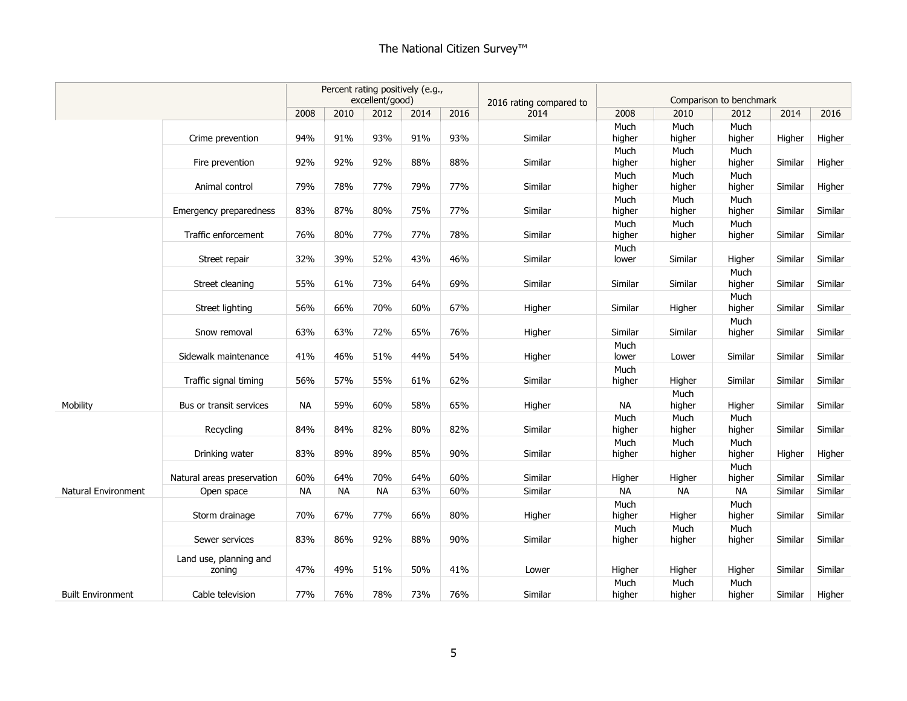| | | Percent rating positively (e.g., excellent/good) | | | | | 2016 rating compared to 2014 | Comparison to benchmark | | | | |
|---|---|---|---|---|---|---|---|---|---|---|---|---|
| | | 2008 | 2010 | 2012 | 2014 | 2016 | | 2008 | 2010 | 2012 | 2014 | 2016 |
| | Crime prevention | 94% | 91% | 93% | 91% | 93% | Similar | Much higher | Much higher | Much higher | Higher | Higher |
| | Fire prevention | 92% | 92% | 92% | 88% | 88% | Similar | Much higher | Much higher | Much higher | Similar | Higher |
| | Animal control | 79% | 78% | 77% | 79% | 77% | Similar | Much higher | Much higher | Much higher | Similar | Higher |
| | Emergency preparedness | 83% | 87% | 80% | 75% | 77% | Similar | Much higher | Much higher | Much higher | Similar | Similar |
| | Traffic enforcement | 76% | 80% | 77% | 77% | 78% | Similar | Much higher | Much higher | Much higher | Similar | Similar |
| | Street repair | 32% | 39% | 52% | 43% | 46% | Similar | Much lower | Similar | Higher | Similar | Similar |
| | Street cleaning | 55% | 61% | 73% | 64% | 69% | Similar | Similar | Similar | Much higher | Similar | Similar |
| | Street lighting | 56% | 66% | 70% | 60% | 67% | Higher | Similar | Higher | Much higher | Similar | Similar |
| | Snow removal | 63% | 63% | 72% | 65% | 76% | Higher | Similar | Similar | Much higher | Similar | Similar |
| | Sidewalk maintenance | 41% | 46% | 51% | 44% | 54% | Higher | Much lower | Lower | Similar | Similar | Similar |
| | Traffic signal timing | 56% | 57% | 55% | 61% | 62% | Similar | Much higher | Higher | Similar | Similar | Similar |
| Mobility | Bus or transit services | NA | 59% | 60% | 58% | 65% | Higher | NA | Much higher | Higher | Similar | Similar |
| | Recycling | 84% | 84% | 82% | 80% | 82% | Similar | Much higher | Much higher | Much higher | Similar | Similar |
| | Drinking water | 83% | 89% | 89% | 85% | 90% | Similar | Much higher | Much higher | Much higher | Higher | Higher |
| | Natural areas preservation | 60% | 64% | 70% | 64% | 60% | Similar | Higher | Higher | Much higher | Similar | Similar |
| Natural Environment | Open space | NA | NA | NA | 63% | 60% | Similar | NA | NA | NA | Similar | Similar |
| | Storm drainage | 70% | 67% | 77% | 66% | 80% | Higher | Much higher | Higher | Much higher | Similar | Similar |
| | Sewer services | 83% | 86% | 92% | 88% | 90% | Similar | Much higher | Much higher | Much higher | Similar | Similar |
| | Land use, planning and zoning | 47% | 49% | 51% | 50% | 41% | Lower | Higher | Higher | Higher | Similar | Similar |
| Built Environment | Cable television | 77% | 76% | 78% | 73% | 76% | Similar | Much higher | Much higher | Much higher | Similar | Higher |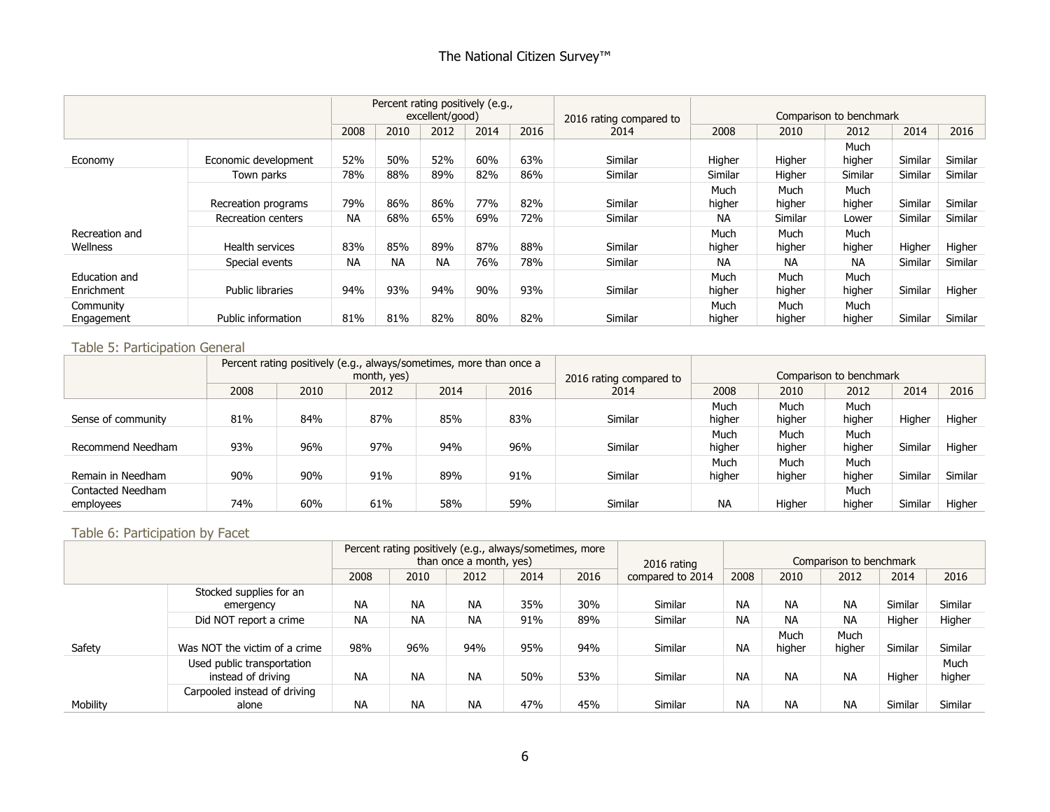| | | Percent rating positively (e.g., excellent/good) | | | | | 2016 rating compared to 2014 | Comparison to benchmark | | | | |
|---|---|---|---|---|---|---|---|---|---|---|---|---|
| | | 2008 | 2010 | 2012 | 2014 | 2016 | | 2008 | 2010 | 2012 | 2014 | 2016 |
| Economy | Economic development | 52% | 50% | 52% | 60% | 63% | Similar | Higher | Higher | Much higher | Similar | Similar |
| Recreation and Wellness | Town parks | 78% | 88% | 89% | 82% | 86% | Similar | Similar | Higher | Similar | Similar | Similar |
| | Recreation programs | 79% | 86% | 86% | 77% | 82% | Similar | Much higher | Much higher | Much higher | Similar | Similar |
| | Recreation centers | NA | 68% | 65% | 69% | 72% | Similar | NA | Similar | Lower | Similar | Similar |
| | Health services | 83% | 85% | 89% | 87% | 88% | Similar | Much higher | Much higher | Much higher | Higher | Higher |
| | Special events | NA | NA | NA | 76% | 78% | Similar | NA | NA | NA | Similar | Similar |
| Education and Enrichment | Public libraries | 94% | 93% | 94% | 90% | 93% | Similar | Much higher | Much higher | Much higher | Similar | Higher |
| Community Engagement | Public information | 81% | 81% | 82% | 80% | 82% | Similar | Much higher | Much higher | Much higher | Similar | Similar |

## Table 5: Participation General

| | Percent rating positively (e.g., always/sometimes, more than once a month, yes) | | | | | 2016 rating compared to 2014 | Comparison to benchmark | | | | |
|---|---|---|---|---|---|---|---|---|---|---|---|
| | 2008 | 2010 | 2012 | 2014 | 2016 | | 2008 | 2010 | 2012 | 2014 | 2016 |
| Sense of community | 81% | 84% | 87% | 85% | 83% | Similar | Much higher | Much higher | Much higher | Higher | Higher |
| Recommend Needham | 93% | 96% | 97% | 94% | 96% | Similar | Much higher | Much higher | Much higher | Similar | Higher |
| Remain in Needham | 90% | 90% | 91% | 89% | 91% | Similar | Much higher | Much higher | Much higher | Similar | Similar |
| Contacted Needham employees | 74% | 60% | 61% | 58% | 59% | Similar | NA | Higher | Much higher | Similar | Higher |

## Table 6: Participation by Facet

| | | Percent rating positively (e.g., always/sometimes, more than once a month, yes) | | | | | 2016 rating compared to 2014 | Comparison to benchmark | | | | |
|---|---|---|---|---|---|---|---|---|---|---|---|---|
| | | 2008 | 2010 | 2012 | 2014 | 2016 | | 2008 | 2010 | 2012 | 2014 | 2016 |
| Safety | Stocked supplies for an emergency | NA | NA | NA | 35% | 30% | Similar | NA | NA | NA | Similar | Similar |
| | Did NOT report a crime | NA | NA | NA | 91% | 89% | Similar | NA | NA | NA | Higher | Higher |
| | Was NOT the victim of a crime | 98% | 96% | 94% | 95% | 94% | Similar | NA | Much higher | Much higher | Similar | Similar |
| Mobility | Used public transportation instead of driving | NA | NA | NA | 50% | 53% | Similar | NA | NA | NA | Higher | Much higher |
| | Carpooled instead of driving alone | NA | NA | NA | 47% | 45% | Similar | NA | NA | NA | Similar | Similar |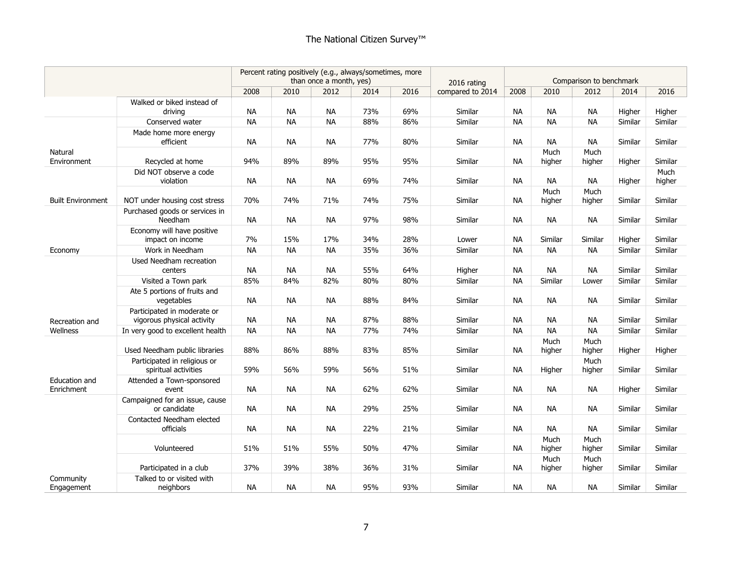| | | Percent rating positively (e.g., always/sometimes, more than once a month, yes) | | | | | 2016 rating compared to 2014 | Comparison to benchmark | | | | |
|---|---|---|---|---|---|---|---|---|---|---|---|---|
| | | 2008 | 2010 | 2012 | 2014 | 2016 | | 2008 | 2010 | 2012 | 2014 | 2016 |
| | Walked or biked instead of driving | NA | NA | NA | 73% | 69% | Similar | NA | NA | NA | Higher | Higher |
| Natural Environment | Conserved water | NA | NA | NA | 88% | 86% | Similar | NA | NA | NA | Similar | Similar |
| | Made home more energy efficient | NA | NA | NA | 77% | 80% | Similar | NA | NA | NA | Similar | Similar |
| | Recycled at home | 94% | 89% | 89% | 95% | 95% | Similar | NA | Much higher | Much higher | Higher | Similar |
| Built Environment | Did NOT observe a code violation | NA | NA | NA | 69% | 74% | Similar | NA | NA | NA | Higher | Much higher |
| | NOT under housing cost stress | 70% | 74% | 71% | 74% | 75% | Similar | NA | Much higher | Much higher | Similar | Similar |
| Economy | Purchased goods or services in Needham | NA | NA | NA | 97% | 98% | Similar | NA | NA | NA | Similar | Similar |
| | Economy will have positive impact on income | 7% | 15% | 17% | 34% | 28% | Lower | NA | Similar | Similar | Higher | Similar |
| | Work in Needham | NA | NA | NA | 35% | 36% | Similar | NA | NA | NA | Similar | Similar |
| Recreation and Wellness | Used Needham recreation centers | NA | NA | NA | 55% | 64% | Higher | NA | NA | NA | Similar | Similar |
| | Visited a Town park | 85% | 84% | 82% | 80% | 80% | Similar | NA | Similar | Lower | Similar | Similar |
| | Ate 5 portions of fruits and vegetables | NA | NA | NA | 88% | 84% | Similar | NA | NA | NA | Similar | Similar |
| | Participated in moderate or vigorous physical activity | NA | NA | NA | 87% | 88% | Similar | NA | NA | NA | Similar | Similar |
| | In very good to excellent health | NA | NA | NA | 77% | 74% | Similar | NA | NA | NA | Similar | Similar |
| Education and Enrichment | Used Needham public libraries | 88% | 86% | 88% | 83% | 85% | Similar | NA | Much higher | Much higher | Higher | Higher |
| | Participated in religious or spiritual activities | 59% | 56% | 59% | 56% | 51% | Similar | NA | Higher | Much higher | Similar | Similar |
| | Attended a Town-sponsored event | NA | NA | NA | 62% | 62% | Similar | NA | NA | NA | Higher | Similar |
| Community Engagement | Campaigned for an issue, cause or candidate | NA | NA | NA | 29% | 25% | Similar | NA | NA | NA | Similar | Similar |
| | Contacted Needham elected officials | NA | NA | NA | 22% | 21% | Similar | NA | NA | NA | Similar | Similar |
| | Volunteered | 51% | 51% | 55% | 50% | 47% | Similar | NA | Much higher | Much higher | Similar | Similar |
| | Participated in a club | 37% | 39% | 38% | 36% | 31% | Similar | NA | Much higher | Much higher | Similar | Similar |
| | Talked to or visited with neighbors | NA | NA | NA | 95% | 93% | Similar | NA | NA | NA | Similar | Similar |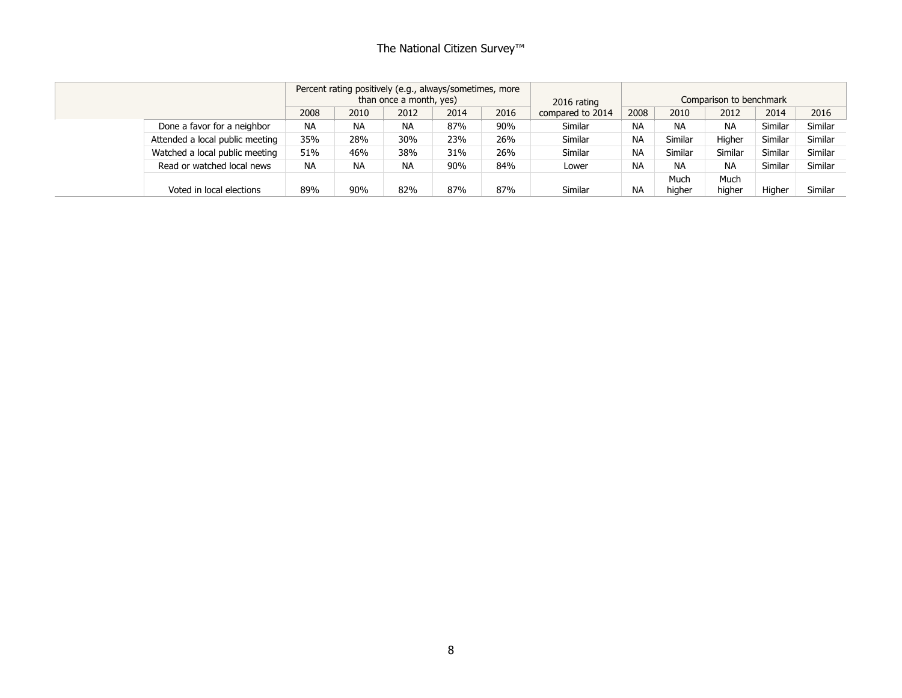| | Percent rating positively (e.g., always/sometimes, more than once a month, yes) | | | | | 2016 rating compared to 2014 | Comparison to benchmark | | | | |
|---|---|---|---|---|---|---|---|---|---|---|---|
| | 2008 | 2010 | 2012 | 2014 | 2016 | | 2008 | 2010 | 2012 | 2014 | 2016 |
| Done a favor for a neighbor | NA | NA | NA | 87% | 90% | Similar | NA | NA | NA | Similar | Similar |
| Attended a local public meeting | 35% | 28% | 30% | 23% | 26% | Similar | NA | Similar | Higher | Similar | Similar |
| Watched a local public meeting | 51% | 46% | 38% | 31% | 26% | Similar | NA | Similar | Similar | Similar | Similar |
| Read or watched local news | NA | NA | NA | 90% | 84% | Lower | NA | NA | NA | Similar | Similar |
| Voted in local elections | 89% | 90% | 82% | 87% | 87% | Similar | NA | Much higher | Much higher | Higher | Similar |